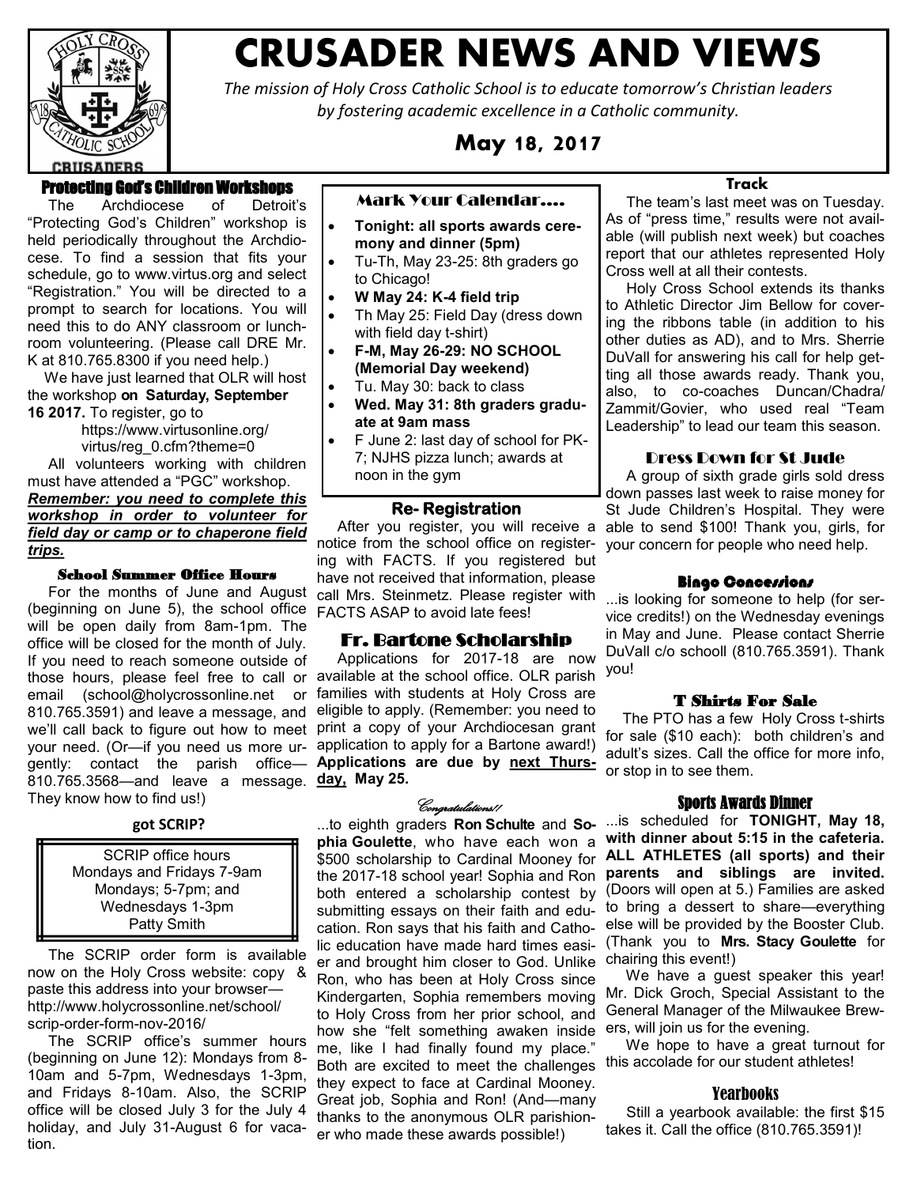# CRUSADER NEWS AND VIEWS

*The mission of Holy Cross Catholic School is to educate tomorrow's Christian leaders by fostering academic excellence in a Catholic community.*

**May 18, 2017**

## Protecting God's Children Workshops

The Archdiocese of Detroit's "Protecting God's Children" workshop is held periodically throughout the Archdiocese. To find a session that fits your schedule, go to www.virtus.org and select "Registration." You will be directed to a prompt to search for locations. You will need this to do ANY classroom or lunchroom volunteering. (Please call DRE Mr. K at 810.765.8300 if you need help.)

We have just learned that OLR will host the workshop **on Saturday, September 16 2017.** To register, go to

https://www.virtusonline.org/virtus/reg_0.cfm?theme=0

All volunteers working with children must have attended a "PGC" workshop. ***Remember: you need to complete this workshop in order to volunteer for field day or camp or to chaperone field trips.***

## School Summer Office Hours

For the months of June and August (beginning on June 5), the school office will be open daily from 8am-1pm. The office will be closed for the month of July. If you need to reach someone outside of those hours, please feel free to call or email (school@holycrossonline.net or 810.765.3591) and leave a message, and we'll call back to figure out how to meet your need. (Or—if you need us more urgently: contact the parish office—810.765.3568—and leave a message. They know how to find us!)

## got SCRIP?

SCRIP office hours
Mondays and Fridays 7-9am
Mondays; 5-7pm; and
Wednesdays 1-3pm
Patty Smith

The SCRIP order form is available now on the Holy Cross website: copy & paste this address into your browser—http://www.holycrossonline.net/school/scrip-order-form-nov-2016/

The SCRIP office's summer hours (beginning on June 12): Mondays from 8-10am and 5-7pm, Wednesdays 1-3pm, and Fridays 8-10am. Also, the SCRIP office will be closed July 3 for the July 4 holiday, and July 31-August 6 for vacation.

## Mark Your Calendar….

- **Tonight: all sports awards ceremony and dinner (5pm)**
- Tu-Th, May 23-25: 8th graders go to Chicago!
- **W May 24: K-4 field trip**
- Th May 25: Field Day (dress down with field day t-shirt)
- **F-M, May 26-29: NO SCHOOL (Memorial Day weekend)**
- Tu. May 30: back to class
- **Wed. May 31: 8th graders graduate at 9am mass**
- F June 2: last day of school for PK-7; NJHS pizza lunch; awards at noon in the gym

## Re- Registration

After you register, you will receive a notice from the school office on registering with FACTS. If you registered but have not received that information, please call Mrs. Steinmetz. Please register with FACTS ASAP to avoid late fees!

## Fr. Bartone Scholarship

Applications for 2017-18 are now available at the school office. OLR parish families with students at Holy Cross are eligible to apply. (Remember: you need to print a copy of your Archdiocesan grant application to apply for a Bartone award!) **Applications are due by <u>next Thursday,</u> May 25.**

## *Congratulations!!*

...to eighth graders **Ron Schulte** and **Sophia Goulette**, who have each won a $500 scholarship to Cardinal Mooney for the 2017-18 school year! Sophia and Ron both entered a scholarship contest by submitting essays on their faith and education. Ron says that his faith and Catholic education have made hard times easier and brought him closer to God. Unlike Ron, who has been at Holy Cross since Kindergarten, Sophia remembers moving to Holy Cross from her prior school, and how she "felt something awaken inside me, like I had finally found my place." Both are excited to meet the challenges they expect to face at Cardinal Mooney. Great job, Sophia and Ron! (And—many thanks to the anonymous OLR parishioner who made these awards possible!)

## Track

The team's last meet was on Tuesday. As of "press time," results were not available (will publish next week) but coaches report that our athletes represented Holy Cross well at all their contests.

Holy Cross School extends its thanks to Athletic Director Jim Bellow for covering the ribbons table (in addition to his other duties as AD), and to Mrs. Sherrie DuVall for answering his call for help getting all those awards ready. Thank you, also, to co-coaches Duncan/Chadra/Zammit/Govier, who used real "Team Leadership" to lead our team this season.

## Dress Down for St Jude

A group of sixth grade girls sold dress down passes last week to raise money for St Jude Children's Hospital. They were able to send $100! Thank you, girls, for your concern for people who need help.

## Bingo Concessions

...is looking for someone to help (for service credits!) on the Wednesday evenings in May and June. Please contact Sherrie DuVall c/o schooll (810.765.3591). Thank you!

## T Shirts For Sale

The PTO has a few Holy Cross t-shirts for sale ($10 each): both children's and adult's sizes. Call the office for more info, or stop in to see them.

## Sports Awards Dinner

...is scheduled for **TONIGHT, May 18, with dinner about 5:15 in the cafeteria. ALL ATHLETES (all sports) and their parents and siblings are invited.** (Doors will open at 5.) Families are asked to bring a dessert to share—everything else will be provided by the Booster Club. (Thank you to **Mrs. Stacy Goulette** for chairing this event!)

We have a guest speaker this year! Mr. Dick Groch, Special Assistant to the General Manager of the Milwaukee Brewers, will join us for the evening.

We hope to have a great turnout for this accolade for our student athletes!

## Yearbooks

Still a yearbook available: the first $15 takes it. Call the office (810.765.3591)!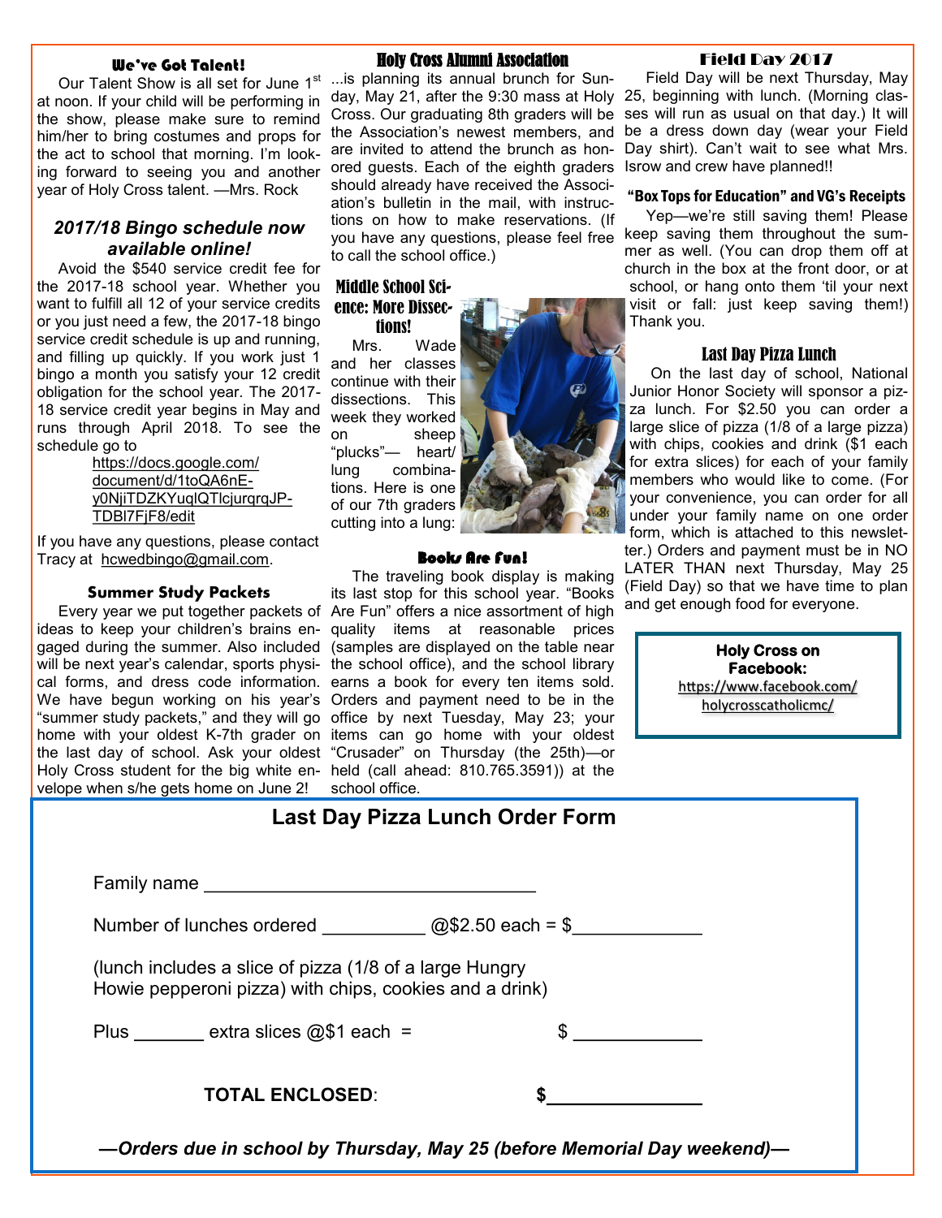### We've Got Talent!

Our Talent Show is all set for June 1st at noon. If your child will be performing in the show, please make sure to remind him/her to bring costumes and props for the act to school that morning. I'm looking forward to seeing you and another year of Holy Cross talent. —Mrs. Rock

### *2017/18 Bingo schedule now available online!*

Avoid the $540 service credit fee for the 2017-18 school year. Whether you want to fulfill all 12 of your service credits or you just need a few, the 2017-18 bingo service credit schedule is up and running, and filling up quickly. If you work just 1 bingo a month you satisfy your 12 credit obligation for the school year. The 2017-18 service credit year begins in May and runs through April 2018. To see the schedule go to

https://docs.google.com/document/d/1toQA6nE-y0NjiTDZKYuqlQTlcjurqrqJP-TDBl7FjF8/edit

If you have any questions, please contact Tracy at hcwedbingo@gmail.com.

### Summer Study Packets

Every year we put together packets of ideas to keep your children's brains engaged during the summer. Also included will be next year's calendar, sports physical forms, and dress code information. We have begun working on his year's "summer study packets," and they will go home with your oldest K-7th grader on the last day of school. Ask your oldest Holy Cross student for the big white envelope when s/he gets home on June 2!

### Holy Cross Alumni Association

...is planning its annual brunch for Sunday, May 21, after the 9:30 mass at Holy Cross. Our graduating 8th graders will be the Association's newest members, and are invited to attend the brunch as honored guests. Each of the eighth graders should already have received the Association's bulletin in the mail, with instructions on how to make reservations. (If you have any questions, please feel free to call the school office.)

### Middle School Science: More Dissections!

Mrs. Wade and her classes continue with their dissections. This week they worked on sheep "plucks"— heart/lung combinations. Here is one of our 7th graders cutting into a lung:

### Books Are Fun!

The traveling book display is making its last stop for this school year. "Books Are Fun" offers a nice assortment of high quality items at reasonable prices (samples are displayed on the table near the school office), and the school library earns a book for every ten items sold. Orders and payment need to be in the office by next Tuesday, May 23; your items can go home with your oldest "Crusader" on Thursday (the 25th)—or held (call ahead: 810.765.3591)) at the school office.

### Field Day 2017

Field Day will be next Thursday, May 25, beginning with lunch. (Morning classes will run as usual on that day.) It will be a dress down day (wear your Field Day shirt). Can't wait to see what Mrs. Isrow and crew have planned!!

### "Box Tops for Education" and VG's Receipts

Yep—we're still saving them! Please keep saving them throughout the summer as well. (You can drop them off at church in the box at the front door, or at school, or hang onto them 'til your next visit or fall: just keep saving them!) Thank you.

### Last Day Pizza Lunch

On the last day of school, National Junior Honor Society will sponsor a pizza lunch. For $2.50 you can order a large slice of pizza (1/8 of a large pizza) with chips, cookies and drink ($1 each for extra slices) for each of your family members who would like to come. (For your convenience, you can order for all under your family name on one order form, which is attached to this newsletter.) Orders and payment must be in NO LATER THAN next Thursday, May 25 (Field Day) so that we have time to plan and get enough food for everyone.

**Holy Cross on Facebook:**
https://www.facebook.com/holycrosscatholicmc/

## Last Day Pizza Lunch Order Form

Family name ______________________________

Number of lunches ordered _________ @$2.50 each = $____________

(lunch includes a slice of pizza (1/8 of a large Hungry Howie pepperoni pizza) with chips, cookies and a drink)

Plus _______ extra slices @$1 each = $ ____________

**TOTAL ENCLOSED**: **$______________**

***—Orders due in school by Thursday, May 25 (before Memorial Day weekend)—***